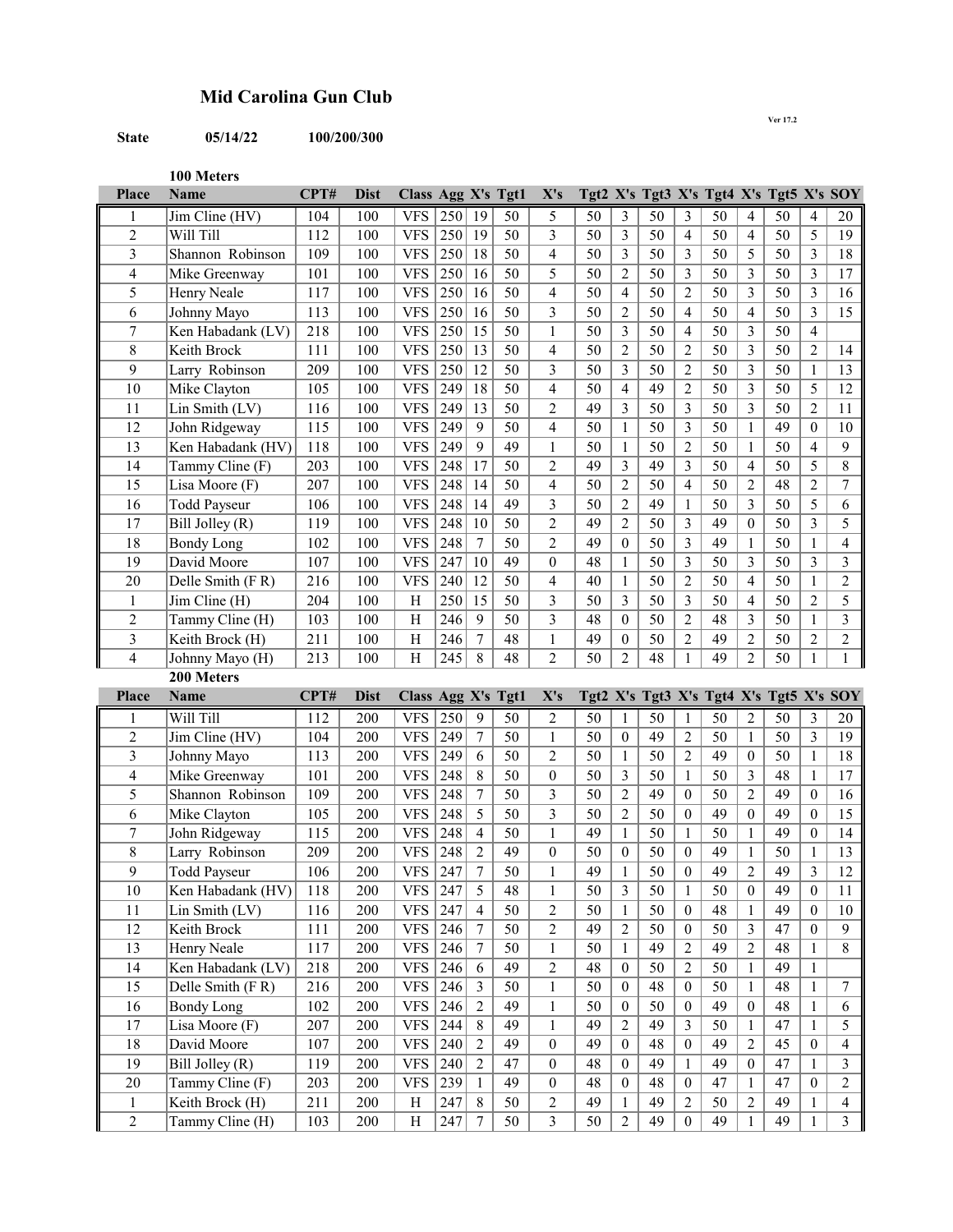## Mid Carolina Gun Club

Ver 17.2

**State** **05/14/22** **100/200/300**

### 100 Meters

| Place | Name | CPT# | Dist | Class | Agg | X's | Tgt1 | X's | Tgt2 | X's | Tgt3 | X's | Tgt4 | X's | Tgt5 | X's | SOY |
|---|---|---|---|---|---|---|---|---|---|---|---|---|---|---|---|---|---|
| 1 | Jim Cline (HV) | 104 | 100 | VFS | 250 | 19 | 50 | 5 | 50 | 3 | 50 | 3 | 50 | 4 | 50 | 4 | 20 |
| 2 | Will Till | 112 | 100 | VFS | 250 | 19 | 50 | 3 | 50 | 3 | 50 | 4 | 50 | 4 | 50 | 5 | 19 |
| 3 | Shannon Robinson | 109 | 100 | VFS | 250 | 18 | 50 | 4 | 50 | 3 | 50 | 3 | 50 | 5 | 50 | 3 | 18 |
| 4 | Mike Greenway | 101 | 100 | VFS | 250 | 16 | 50 | 5 | 50 | 2 | 50 | 3 | 50 | 3 | 50 | 3 | 17 |
| 5 | Henry Neale | 117 | 100 | VFS | 250 | 16 | 50 | 4 | 50 | 4 | 50 | 2 | 50 | 3 | 50 | 3 | 16 |
| 6 | Johnny Mayo | 113 | 100 | VFS | 250 | 16 | 50 | 3 | 50 | 2 | 50 | 4 | 50 | 4 | 50 | 3 | 15 |
| 7 | Ken Habadank (LV) | 218 | 100 | VFS | 250 | 15 | 50 | 1 | 50 | 3 | 50 | 4 | 50 | 3 | 50 | 4 | |
| 8 | Keith Brock | 111 | 100 | VFS | 250 | 13 | 50 | 4 | 50 | 2 | 50 | 2 | 50 | 3 | 50 | 2 | 14 |
| 9 | Larry Robinson | 209 | 100 | VFS | 250 | 12 | 50 | 3 | 50 | 3 | 50 | 2 | 50 | 3 | 50 | 1 | 13 |
| 10 | Mike Clayton | 105 | 100 | VFS | 249 | 18 | 50 | 4 | 50 | 4 | 49 | 2 | 50 | 3 | 50 | 5 | 12 |
| 11 | Lin Smith (LV) | 116 | 100 | VFS | 249 | 13 | 50 | 2 | 49 | 3 | 50 | 3 | 50 | 3 | 50 | 2 | 11 |
| 12 | John Ridgeway | 115 | 100 | VFS | 249 | 9 | 50 | 4 | 50 | 1 | 50 | 3 | 50 | 1 | 49 | 0 | 10 |
| 13 | Ken Habadank (HV) | 118 | 100 | VFS | 249 | 9 | 49 | 1 | 50 | 1 | 50 | 2 | 50 | 1 | 50 | 4 | 9 |
| 14 | Tammy Cline (F) | 203 | 100 | VFS | 248 | 17 | 50 | 2 | 49 | 3 | 49 | 3 | 50 | 4 | 50 | 5 | 8 |
| 15 | Lisa Moore (F) | 207 | 100 | VFS | 248 | 14 | 50 | 4 | 50 | 2 | 50 | 4 | 50 | 2 | 48 | 2 | 7 |
| 16 | Todd Payseur | 106 | 100 | VFS | 248 | 14 | 49 | 3 | 50 | 2 | 49 | 1 | 50 | 3 | 50 | 5 | 6 |
| 17 | Bill Jolley (R) | 119 | 100 | VFS | 248 | 10 | 50 | 2 | 49 | 2 | 50 | 3 | 49 | 0 | 50 | 3 | 5 |
| 18 | Bondy Long | 102 | 100 | VFS | 248 | 7 | 50 | 2 | 49 | 0 | 50 | 3 | 49 | 1 | 50 | 1 | 4 |
| 19 | David Moore | 107 | 100 | VFS | 247 | 10 | 49 | 0 | 48 | 1 | 50 | 3 | 50 | 3 | 50 | 3 | 3 |
| 20 | Delle Smith (F R) | 216 | 100 | VFS | 240 | 12 | 50 | 4 | 40 | 1 | 50 | 2 | 50 | 4 | 50 | 1 | 2 |
| 1 | Jim Cline (H) | 204 | 100 | H | 250 | 15 | 50 | 3 | 50 | 3 | 50 | 3 | 50 | 4 | 50 | 2 | 5 |
| 2 | Tammy Cline (H) | 103 | 100 | H | 246 | 9 | 50 | 3 | 48 | 0 | 50 | 2 | 48 | 3 | 50 | 1 | 3 |
| 3 | Keith Brock (H) | 211 | 100 | H | 246 | 7 | 48 | 1 | 49 | 0 | 50 | 2 | 49 | 2 | 50 | 2 | 2 |
| 4 | Johnny Mayo (H) | 213 | 100 | H | 245 | 8 | 48 | 2 | 50 | 2 | 48 | 1 | 49 | 2 | 50 | 1 | 1 |

### 200 Meters

| Place | Name | CPT# | Dist | Class | Agg | X's | Tgt1 | X's | Tgt2 | X's | Tgt3 | X's | Tgt4 | X's | Tgt5 | X's | SOY |
|---|---|---|---|---|---|---|---|---|---|---|---|---|---|---|---|---|---|
| 1 | Will Till | 112 | 200 | VFS | 250 | 9 | 50 | 2 | 50 | 1 | 50 | 1 | 50 | 2 | 50 | 3 | 20 |
| 2 | Jim Cline (HV) | 104 | 200 | VFS | 249 | 7 | 50 | 1 | 50 | 0 | 49 | 2 | 50 | 1 | 50 | 3 | 19 |
| 3 | Johnny Mayo | 113 | 200 | VFS | 249 | 6 | 50 | 2 | 50 | 1 | 50 | 2 | 49 | 0 | 50 | 1 | 18 |
| 4 | Mike Greenway | 101 | 200 | VFS | 248 | 8 | 50 | 0 | 50 | 3 | 50 | 1 | 50 | 3 | 48 | 1 | 17 |
| 5 | Shannon Robinson | 109 | 200 | VFS | 248 | 7 | 50 | 3 | 50 | 2 | 49 | 0 | 50 | 2 | 49 | 0 | 16 |
| 6 | Mike Clayton | 105 | 200 | VFS | 248 | 5 | 50 | 3 | 50 | 2 | 50 | 0 | 49 | 0 | 49 | 0 | 15 |
| 7 | John Ridgeway | 115 | 200 | VFS | 248 | 4 | 50 | 1 | 49 | 1 | 50 | 1 | 50 | 1 | 49 | 0 | 14 |
| 8 | Larry Robinson | 209 | 200 | VFS | 248 | 2 | 49 | 0 | 50 | 0 | 50 | 0 | 49 | 1 | 50 | 1 | 13 |
| 9 | Todd Payseur | 106 | 200 | VFS | 247 | 7 | 50 | 1 | 49 | 1 | 50 | 0 | 49 | 2 | 49 | 3 | 12 |
| 10 | Ken Habadank (HV) | 118 | 200 | VFS | 247 | 5 | 48 | 1 | 50 | 3 | 50 | 1 | 50 | 0 | 49 | 0 | 11 |
| 11 | Lin Smith (LV) | 116 | 200 | VFS | 247 | 4 | 50 | 2 | 50 | 1 | 50 | 0 | 48 | 1 | 49 | 0 | 10 |
| 12 | Keith Brock | 111 | 200 | VFS | 246 | 7 | 50 | 2 | 49 | 2 | 50 | 0 | 50 | 3 | 47 | 0 | 9 |
| 13 | Henry Neale | 117 | 200 | VFS | 246 | 7 | 50 | 1 | 50 | 1 | 49 | 2 | 49 | 2 | 48 | 1 | 8 |
| 14 | Ken Habadank (LV) | 218 | 200 | VFS | 246 | 6 | 49 | 2 | 48 | 0 | 50 | 2 | 50 | 1 | 49 | 1 | |
| 15 | Delle Smith (F R) | 216 | 200 | VFS | 246 | 3 | 50 | 1 | 50 | 0 | 48 | 0 | 50 | 1 | 48 | 1 | 7 |
| 16 | Bondy Long | 102 | 200 | VFS | 246 | 2 | 49 | 1 | 50 | 0 | 50 | 0 | 49 | 0 | 48 | 1 | 6 |
| 17 | Lisa Moore (F) | 207 | 200 | VFS | 244 | 8 | 49 | 1 | 49 | 2 | 49 | 3 | 50 | 1 | 47 | 1 | 5 |
| 18 | David Moore | 107 | 200 | VFS | 240 | 2 | 49 | 0 | 49 | 0 | 48 | 0 | 49 | 2 | 45 | 0 | 4 |
| 19 | Bill Jolley (R) | 119 | 200 | VFS | 240 | 2 | 47 | 0 | 48 | 0 | 49 | 1 | 49 | 0 | 47 | 1 | 3 |
| 20 | Tammy Cline (F) | 203 | 200 | VFS | 239 | 1 | 49 | 0 | 48 | 0 | 48 | 0 | 47 | 1 | 47 | 0 | 2 |
| 1 | Keith Brock (H) | 211 | 200 | H | 247 | 8 | 50 | 2 | 49 | 1 | 49 | 2 | 50 | 2 | 49 | 1 | 4 |
| 2 | Tammy Cline (H) | 103 | 200 | H | 247 | 7 | 50 | 3 | 50 | 2 | 49 | 0 | 49 | 1 | 49 | 1 | 3 |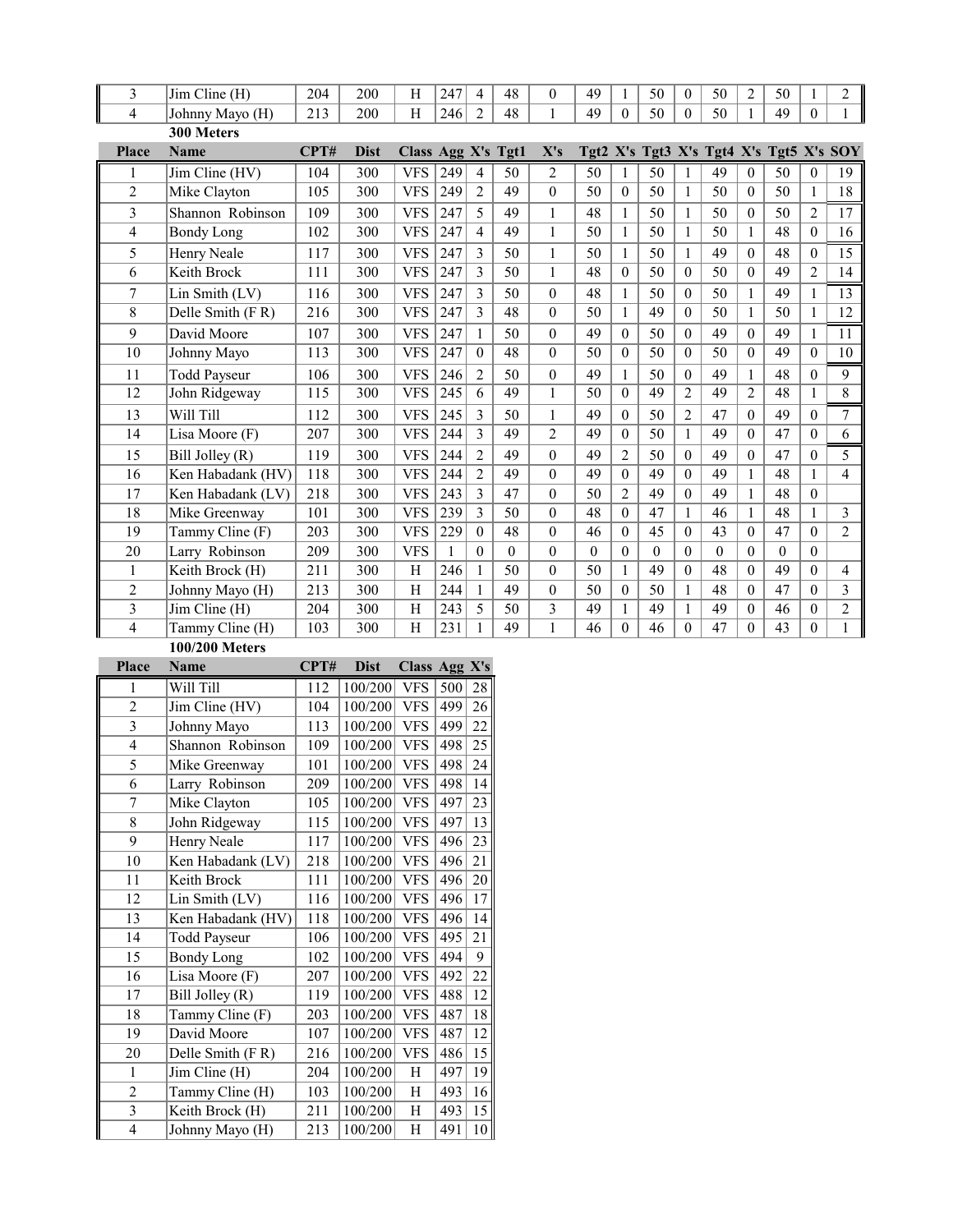| Place | Name | CPT# | Dist | Class | Agg | X's | Tgt1 | X's | Tgt2 | X's | Tgt3 | X's | Tgt4 | X's | Tgt5 | X's | SOY |
|---|---|---|---|---|---|---|---|---|---|---|---|---|---|---|---|---|---|
| 3 | Jim Cline (H) | 204 | 200 | H | 247 | 4 | 48 | 0 | 49 | 1 | 50 | 0 | 50 | 2 | 50 | 1 | 2 |
| 4 | Johnny Mayo (H) | 213 | 200 | H | 246 | 2 | 48 | 1 | 49 | 0 | 50 | 0 | 50 | 1 | 49 | 0 | 1 |

**300 Meters**

| Place | Name | CPT# | Dist | Class | Agg | X's | Tgt1 | X's | Tgt2 | X's | Tgt3 | X's | Tgt4 | X's | Tgt5 | X's | SOY |
|---|---|---|---|---|---|---|---|---|---|---|---|---|---|---|---|---|---|
| 1 | Jim Cline (HV) | 104 | 300 | VFS | 249 | 4 | 50 | 2 | 50 | 1 | 50 | 1 | 49 | 0 | 50 | 0 | 19 |
| 2 | Mike Clayton | 105 | 300 | VFS | 249 | 2 | 49 | 0 | 50 | 0 | 50 | 1 | 50 | 0 | 50 | 1 | 18 |
| 3 | Shannon Robinson | 109 | 300 | VFS | 247 | 5 | 49 | 1 | 48 | 1 | 50 | 1 | 50 | 0 | 50 | 2 | 17 |
| 4 | Bondy Long | 102 | 300 | VFS | 247 | 4 | 49 | 1 | 50 | 1 | 50 | 1 | 50 | 1 | 48 | 0 | 16 |
| 5 | Henry Neale | 117 | 300 | VFS | 247 | 3 | 50 | 1 | 50 | 1 | 50 | 1 | 49 | 0 | 48 | 0 | 15 |
| 6 | Keith Brock | 111 | 300 | VFS | 247 | 3 | 50 | 1 | 48 | 0 | 50 | 0 | 50 | 0 | 49 | 2 | 14 |
| 7 | Lin Smith (LV) | 116 | 300 | VFS | 247 | 3 | 50 | 0 | 48 | 1 | 50 | 0 | 50 | 1 | 49 | 1 | 13 |
| 8 | Delle Smith (F R) | 216 | 300 | VFS | 247 | 3 | 48 | 0 | 50 | 1 | 49 | 0 | 50 | 1 | 50 | 1 | 12 |
| 9 | David Moore | 107 | 300 | VFS | 247 | 1 | 50 | 0 | 49 | 0 | 50 | 0 | 49 | 0 | 49 | 1 | 11 |
| 10 | Johnny Mayo | 113 | 300 | VFS | 247 | 0 | 48 | 0 | 50 | 0 | 50 | 0 | 50 | 0 | 49 | 0 | 10 |
| 11 | Todd Payseur | 106 | 300 | VFS | 246 | 2 | 50 | 0 | 49 | 1 | 50 | 0 | 49 | 1 | 48 | 0 | 9 |
| 12 | John Ridgeway | 115 | 300 | VFS | 245 | 6 | 49 | 1 | 50 | 0 | 49 | 2 | 49 | 2 | 48 | 1 | 8 |
| 13 | Will Till | 112 | 300 | VFS | 245 | 3 | 50 | 1 | 49 | 0 | 50 | 2 | 47 | 0 | 49 | 0 | 7 |
| 14 | Lisa Moore (F) | 207 | 300 | VFS | 244 | 3 | 49 | 2 | 49 | 0 | 50 | 1 | 49 | 0 | 47 | 0 | 6 |
| 15 | Bill Jolley (R) | 119 | 300 | VFS | 244 | 2 | 49 | 0 | 49 | 2 | 50 | 0 | 49 | 0 | 47 | 0 | 5 |
| 16 | Ken Habadank (HV) | 118 | 300 | VFS | 244 | 2 | 49 | 0 | 49 | 0 | 49 | 0 | 49 | 1 | 48 | 1 | 4 |
| 17 | Ken Habadank (LV) | 218 | 300 | VFS | 243 | 3 | 47 | 0 | 50 | 2 | 49 | 0 | 49 | 1 | 48 | 0 | |
| 18 | Mike Greenway | 101 | 300 | VFS | 239 | 3 | 50 | 0 | 48 | 0 | 47 | 1 | 46 | 1 | 48 | 1 | 3 |
| 19 | Tammy Cline (F) | 203 | 300 | VFS | 229 | 0 | 48 | 0 | 46 | 0 | 45 | 0 | 43 | 0 | 47 | 0 | 2 |
| 20 | Larry Robinson | 209 | 300 | VFS | 1 | 0 | 0 | 0 | 0 | 0 | 0 | 0 | 0 | 0 | 0 | 0 | |
| 1 | Keith Brock (H) | 211 | 300 | H | 246 | 1 | 50 | 0 | 50 | 1 | 49 | 0 | 48 | 0 | 49 | 0 | 4 |
| 2 | Johnny Mayo (H) | 213 | 300 | H | 244 | 1 | 49 | 0 | 50 | 0 | 50 | 1 | 48 | 0 | 47 | 0 | 3 |
| 3 | Jim Cline (H) | 204 | 300 | H | 243 | 5 | 50 | 3 | 49 | 1 | 49 | 1 | 49 | 0 | 46 | 0 | 2 |
| 4 | Tammy Cline (H) | 103 | 300 | H | 231 | 1 | 49 | 1 | 46 | 0 | 46 | 0 | 47 | 0 | 43 | 0 | 1 |

**100/200 Meters**

| Place | Name | CPT# | Dist | Class | Agg | X's |
|---|---|---|---|---|---|---|
| 1 | Will Till | 112 | 100/200 | VFS | 500 | 28 |
| 2 | Jim Cline (HV) | 104 | 100/200 | VFS | 499 | 26 |
| 3 | Johnny Mayo | 113 | 100/200 | VFS | 499 | 22 |
| 4 | Shannon Robinson | 109 | 100/200 | VFS | 498 | 25 |
| 5 | Mike Greenway | 101 | 100/200 | VFS | 498 | 24 |
| 6 | Larry Robinson | 209 | 100/200 | VFS | 498 | 14 |
| 7 | Mike Clayton | 105 | 100/200 | VFS | 497 | 23 |
| 8 | John Ridgeway | 115 | 100/200 | VFS | 497 | 13 |
| 9 | Henry Neale | 117 | 100/200 | VFS | 496 | 23 |
| 10 | Ken Habadank (LV) | 218 | 100/200 | VFS | 496 | 21 |
| 11 | Keith Brock | 111 | 100/200 | VFS | 496 | 20 |
| 12 | Lin Smith (LV) | 116 | 100/200 | VFS | 496 | 17 |
| 13 | Ken Habadank (HV) | 118 | 100/200 | VFS | 496 | 14 |
| 14 | Todd Payseur | 106 | 100/200 | VFS | 495 | 21 |
| 15 | Bondy Long | 102 | 100/200 | VFS | 494 | 9 |
| 16 | Lisa Moore (F) | 207 | 100/200 | VFS | 492 | 22 |
| 17 | Bill Jolley (R) | 119 | 100/200 | VFS | 488 | 12 |
| 18 | Tammy Cline (F) | 203 | 100/200 | VFS | 487 | 18 |
| 19 | David Moore | 107 | 100/200 | VFS | 487 | 12 |
| 20 | Delle Smith (F R) | 216 | 100/200 | VFS | 486 | 15 |
| 1 | Jim Cline (H) | 204 | 100/200 | H | 497 | 19 |
| 2 | Tammy Cline (H) | 103 | 100/200 | H | 493 | 16 |
| 3 | Keith Brock (H) | 211 | 100/200 | H | 493 | 15 |
| 4 | Johnny Mayo (H) | 213 | 100/200 | H | 491 | 10 |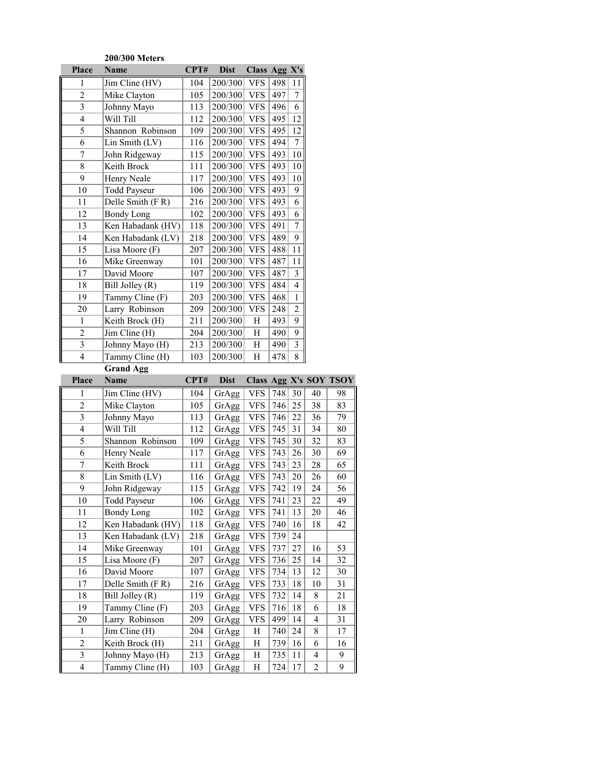**200/300 Meters**

| Place | Name | CPT# | Dist | Class | Agg | X's |
|---|---|---|---|---|---|---|
| 1 | Jim Cline (HV) | 104 | 200/300 | VFS | 498 | 11 |
| 2 | Mike Clayton | 105 | 200/300 | VFS | 497 | 7 |
| 3 | Johnny Mayo | 113 | 200/300 | VFS | 496 | 6 |
| 4 | Will Till | 112 | 200/300 | VFS | 495 | 12 |
| 5 | Shannon Robinson | 109 | 200/300 | VFS | 495 | 12 |
| 6 | Lin Smith (LV) | 116 | 200/300 | VFS | 494 | 7 |
| 7 | John Ridgeway | 115 | 200/300 | VFS | 493 | 10 |
| 8 | Keith Brock | 111 | 200/300 | VFS | 493 | 10 |
| 9 | Henry Neale | 117 | 200/300 | VFS | 493 | 10 |
| 10 | Todd Payseur | 106 | 200/300 | VFS | 493 | 9 |
| 11 | Delle Smith (F R) | 216 | 200/300 | VFS | 493 | 6 |
| 12 | Bondy Long | 102 | 200/300 | VFS | 493 | 6 |
| 13 | Ken Habadank (HV) | 118 | 200/300 | VFS | 491 | 7 |
| 14 | Ken Habadank (LV) | 218 | 200/300 | VFS | 489 | 9 |
| 15 | Lisa Moore (F) | 207 | 200/300 | VFS | 488 | 11 |
| 16 | Mike Greenway | 101 | 200/300 | VFS | 487 | 11 |
| 17 | David Moore | 107 | 200/300 | VFS | 487 | 3 |
| 18 | Bill Jolley (R) | 119 | 200/300 | VFS | 484 | 4 |
| 19 | Tammy Cline (F) | 203 | 200/300 | VFS | 468 | 1 |
| 20 | Larry Robinson | 209 | 200/300 | VFS | 248 | 2 |
| 1 | Keith Brock (H) | 211 | 200/300 | H | 493 | 9 |
| 2 | Jim Cline (H) | 204 | 200/300 | H | 490 | 9 |
| 3 | Johnny Mayo (H) | 213 | 200/300 | H | 490 | 3 |
| 4 | Tammy Cline (H) | 103 | 200/300 | H | 478 | 8 |

**Grand Agg**

| Place | Name | CPT# | Dist | Class | Agg | X's | SOY | TSOY |
|---|---|---|---|---|---|---|---|---|
| 1 | Jim Cline (HV) | 104 | GrAgg | VFS | 748 | 30 | 40 | 98 |
| 2 | Mike Clayton | 105 | GrAgg | VFS | 746 | 25 | 38 | 83 |
| 3 | Johnny Mayo | 113 | GrAgg | VFS | 746 | 22 | 36 | 79 |
| 4 | Will Till | 112 | GrAgg | VFS | 745 | 31 | 34 | 80 |
| 5 | Shannon Robinson | 109 | GrAgg | VFS | 745 | 30 | 32 | 83 |
| 6 | Henry Neale | 117 | GrAgg | VFS | 743 | 26 | 30 | 69 |
| 7 | Keith Brock | 111 | GrAgg | VFS | 743 | 23 | 28 | 65 |
| 8 | Lin Smith (LV) | 116 | GrAgg | VFS | 743 | 20 | 26 | 60 |
| 9 | John Ridgeway | 115 | GrAgg | VFS | 742 | 19 | 24 | 56 |
| 10 | Todd Payseur | 106 | GrAgg | VFS | 741 | 23 | 22 | 49 |
| 11 | Bondy Long | 102 | GrAgg | VFS | 741 | 13 | 20 | 46 |
| 12 | Ken Habadank (HV) | 118 | GrAgg | VFS | 740 | 16 | 18 | 42 |
| 13 | Ken Habadank (LV) | 218 | GrAgg | VFS | 739 | 24 | | |
| 14 | Mike Greenway | 101 | GrAgg | VFS | 737 | 27 | 16 | 53 |
| 15 | Lisa Moore (F) | 207 | GrAgg | VFS | 736 | 25 | 14 | 32 |
| 16 | David Moore | 107 | GrAgg | VFS | 734 | 13 | 12 | 30 |
| 17 | Delle Smith (F R) | 216 | GrAgg | VFS | 733 | 18 | 10 | 31 |
| 18 | Bill Jolley (R) | 119 | GrAgg | VFS | 732 | 14 | 8 | 21 |
| 19 | Tammy Cline (F) | 203 | GrAgg | VFS | 716 | 18 | 6 | 18 |
| 20 | Larry Robinson | 209 | GrAgg | VFS | 499 | 14 | 4 | 31 |
| 1 | Jim Cline (H) | 204 | GrAgg | H | 740 | 24 | 8 | 17 |
| 2 | Keith Brock (H) | 211 | GrAgg | H | 739 | 16 | 6 | 16 |
| 3 | Johnny Mayo (H) | 213 | GrAgg | H | 735 | 11 | 4 | 9 |
| 4 | Tammy Cline (H) | 103 | GrAgg | H | 724 | 17 | 2 | 9 |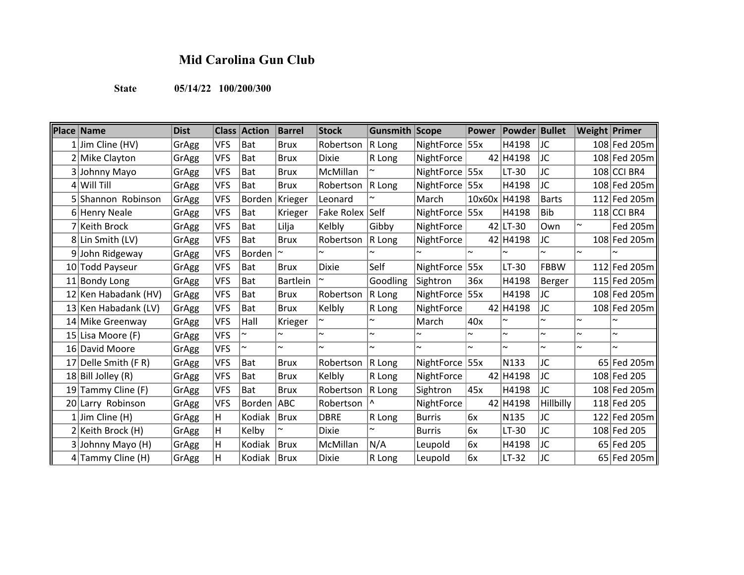# Mid Carolina Gun Club

**State 05/14/22 100/200/300**

| Place | Name | Dist | Class | Action | Barrel | Stock | Gunsmith | Scope | Power | Powder | Bullet | Weight | Primer |
|---|---|---|---|---|---|---|---|---|---|---|---|---|---|
| 1 | Jim Cline (HV) | GrAgg | VFS | Bat | Brux | Robertson | R Long | NightForce | 55x | H4198 | JC | 108 | Fed 205m |
| 2 | Mike Clayton | GrAgg | VFS | Bat | Brux | Dixie | R Long | NightForce | 42 | H4198 | JC | 108 | Fed 205m |
| 3 | Johnny Mayo | GrAgg | VFS | Bat | Brux | McMillan | ~ | NightForce | 55x | LT-30 | JC | 108 | CCI BR4 |
| 4 | Will Till | GrAgg | VFS | Bat | Brux | Robertson | R Long | NightForce | 55x | H4198 | JC | 108 | Fed 205m |
| 5 | Shannon Robinson | GrAgg | VFS | Borden | Krieger | Leonard | ~ | March | 10x60x | H4198 | Barts | 112 | Fed 205m |
| 6 | Henry Neale | GrAgg | VFS | Bat | Krieger | Fake Rolex | Self | NightForce | 55x | H4198 | Bib | 118 | CCI BR4 |
| 7 | Keith Brock | GrAgg | VFS | Bat | Lilja | Kelbly | Gibby | NightForce | 42 | LT-30 | Own | ~ | Fed 205m |
| 8 | Lin Smith (LV) | GrAgg | VFS | Bat | Brux | Robertson | R Long | NightForce | 42 | H4198 | JC | 108 | Fed 205m |
| 9 | John Ridgeway | GrAgg | VFS | Borden | ~ | ~ | ~ | ~ | ~ | ~ | ~ | ~ | ~ |
| 10 | Todd Payseur | GrAgg | VFS | Bat | Brux | Dixie | Self | NightForce | 55x | LT-30 | FBBW | 112 | Fed 205m |
| 11 | Bondy Long | GrAgg | VFS | Bat | Bartlein | ~ | Goodling | Sightron | 36x | H4198 | Berger | 115 | Fed 205m |
| 12 | Ken Habadank (HV) | GrAgg | VFS | Bat | Brux | Robertson | R Long | NightForce | 55x | H4198 | JC | 108 | Fed 205m |
| 13 | Ken Habadank (LV) | GrAgg | VFS | Bat | Brux | Kelbly | R Long | NightForce | 42 | H4198 | JC | 108 | Fed 205m |
| 14 | Mike Greenway | GrAgg | VFS | Hall | Krieger | ~ | ~ | March | 40x | ~ | ~ | ~ | ~ |
| 15 | Lisa Moore (F) | GrAgg | VFS | ~ | ~ | ~ | ~ | ~ | ~ | ~ | ~ | ~ | ~ |
| 16 | David Moore | GrAgg | VFS | ~ | ~ | ~ | ~ | ~ | ~ | ~ | ~ | ~ | ~ |
| 17 | Delle Smith (F R) | GrAgg | VFS | Bat | Brux | Robertson | R Long | NightForce | 55x | N133 | JC | 65 | Fed 205m |
| 18 | Bill Jolley (R) | GrAgg | VFS | Bat | Brux | Kelbly | R Long | NightForce | 42 | H4198 | JC | 108 | Fed 205 |
| 19 | Tammy Cline (F) | GrAgg | VFS | Bat | Brux | Robertson | R Long | Sightron | 45x | H4198 | JC | 108 | Fed 205m |
| 20 | Larry Robinson | GrAgg | VFS | Borden | ABC | Robertson | ^ | NightForce | 42 | H4198 | Hillbilly | 118 | Fed 205 |
| 1 | Jim Cline (H) | GrAgg | H | Kodiak | Brux | DBRE | R Long | Burris | 6x | N135 | JC | 122 | Fed 205m |
| 2 | Keith Brock (H) | GrAgg | H | Kelby | ~ | Dixie | ~ | Burris | 6x | LT-30 | JC | 108 | Fed 205 |
| 3 | Johnny Mayo (H) | GrAgg | H | Kodiak | Brux | McMillan | N/A | Leupold | 6x | H4198 | JC | 65 | Fed 205 |
| 4 | Tammy Cline (H) | GrAgg | H | Kodiak | Brux | Dixie | R Long | Leupold | 6x | LT-32 | JC | 65 | Fed 205m |